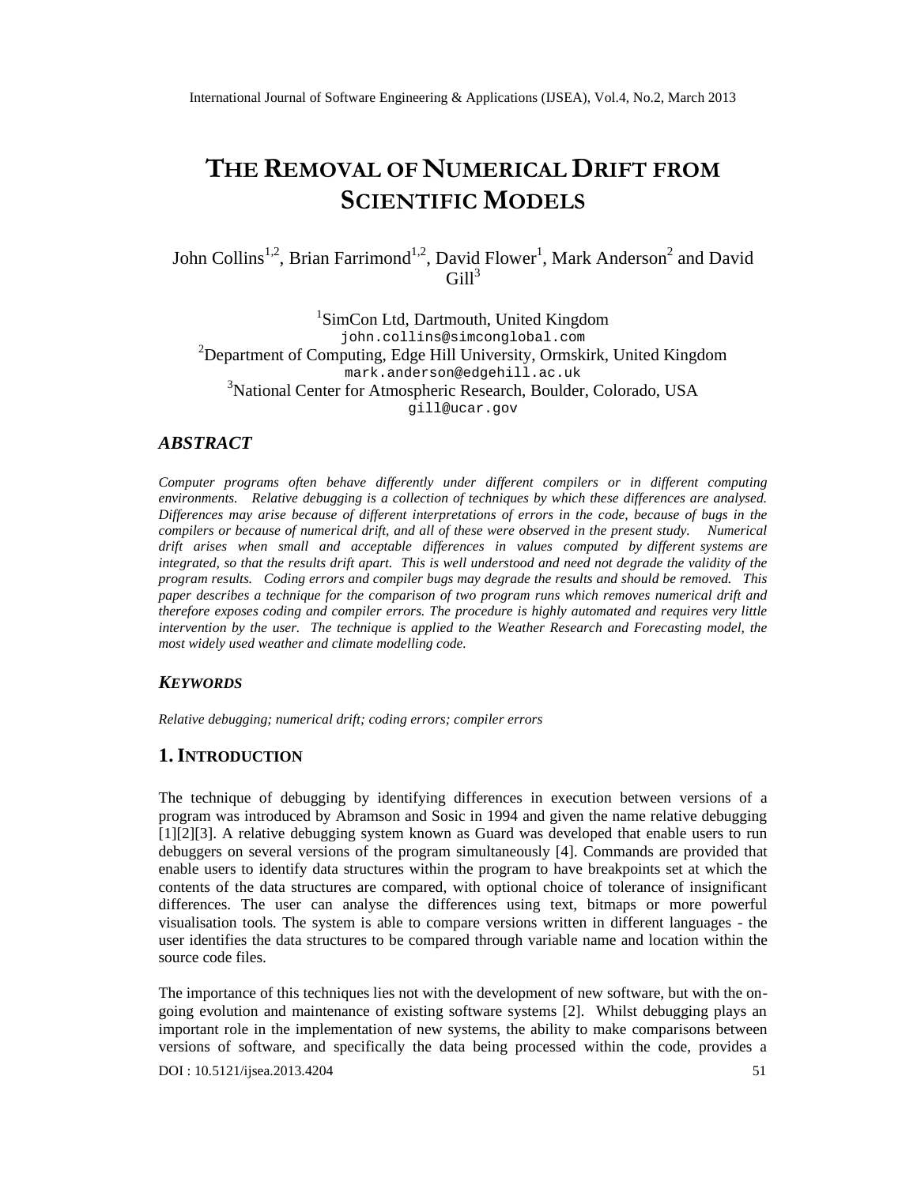# THE REMOVAL OF NUMERICAL DRIFT FROM SCIENTIFIC MODELS

John Collins[1,2], Brian Farrimond[1,2], David Flower[1], Mark Anderson[2] and David Gill[3]

[1]SimCon Ltd, Dartmouth, United Kingdom
john.collins@simconglobal.com
[2]Department of Computing, Edge Hill University, Ormskirk, United Kingdom
mark.anderson@edgehill.ac.uk
[3]National Center for Atmospheric Research, Boulder, Colorado, USA
gill@ucar.gov

## *ABSTRACT*

*Computer programs often behave differently under different compilers or in different computing environments. Relative debugging is a collection of techniques by which these differences are analysed. Differences may arise because of different interpretations of errors in the code, because of bugs in the compilers or because of numerical drift, and all of these were observed in the present study. Numerical drift arises when small and acceptable differences in values computed by different systems are integrated, so that the results drift apart. This is well understood and need not degrade the validity of the program results. Coding errors and compiler bugs may degrade the results and should be removed. This paper describes a technique for the comparison of two program runs which removes numerical drift and therefore exposes coding and compiler errors. The procedure is highly automated and requires very little intervention by the user. The technique is applied to the Weather Research and Forecasting model, the most widely used weather and climate modelling code.*

## *KEYWORDS*

*Relative debugging; numerical drift; coding errors; compiler errors*

## 1. INTRODUCTION

The technique of debugging by identifying differences in execution between versions of a program was introduced by Abramson and Sosic in 1994 and given the name relative debugging [1][2][3]. A relative debugging system known as Guard was developed that enable users to run debuggers on several versions of the program simultaneously [4]. Commands are provided that enable users to identify data structures within the program to have breakpoints set at which the contents of the data structures are compared, with optional choice of tolerance of insignificant differences. The user can analyse the differences using text, bitmaps or more powerful visualisation tools. The system is able to compare versions written in different languages - the user identifies the data structures to be compared through variable name and location within the source code files.

The importance of this techniques lies not with the development of new software, but with the on-going evolution and maintenance of existing software systems [2]. Whilst debugging plays an important role in the implementation of new systems, the ability to make comparisons between versions of software, and specifically the data being processed within the code, provides a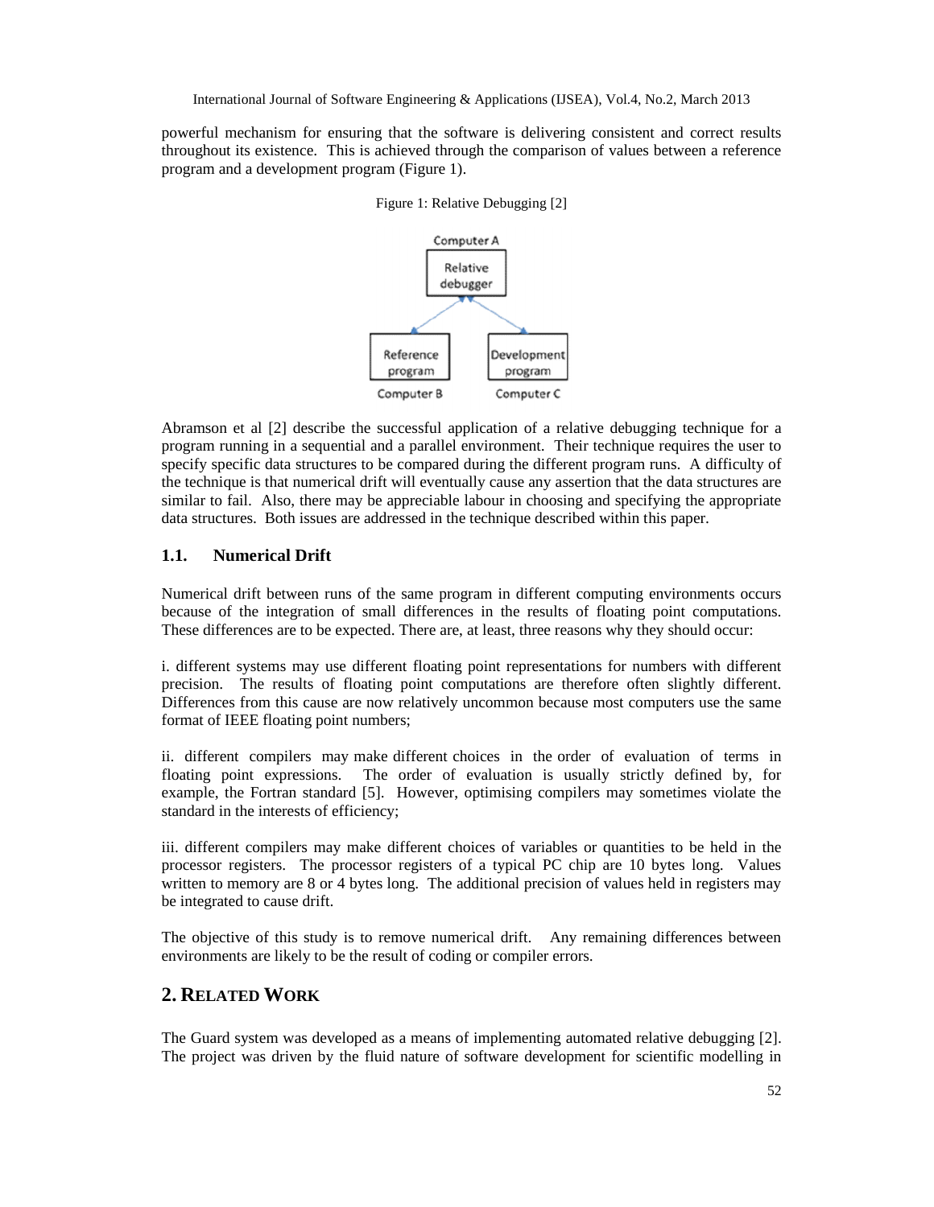powerful mechanism for ensuring that the software is delivering consistent and correct results throughout its existence. This is achieved through the comparison of values between a reference program and a development program (Figure 1).

Figure 1: Relative Debugging [2]

Abramson et al [2] describe the successful application of a relative debugging technique for a program running in a sequential and a parallel environment. Their technique requires the user to specify specific data structures to be compared during the different program runs. A difficulty of the technique is that numerical drift will eventually cause any assertion that the data structures are similar to fail. Also, there may be appreciable labour in choosing and specifying the appropriate data structures. Both issues are addressed in the technique described within this paper.

### 1.1. Numerical Drift

Numerical drift between runs of the same program in different computing environments occurs because of the integration of small differences in the results of floating point computations. These differences are to be expected. There are, at least, three reasons why they should occur:

i. different systems may use different floating point representations for numbers with different precision. The results of floating point computations are therefore often slightly different. Differences from this cause are now relatively uncommon because most computers use the same format of IEEE floating point numbers;

ii. different compilers may make different choices in the order of evaluation of terms in floating point expressions. The order of evaluation is usually strictly defined by, for example, the Fortran standard [5]. However, optimising compilers may sometimes violate the standard in the interests of efficiency;

iii. different compilers may make different choices of variables or quantities to be held in the processor registers. The processor registers of a typical PC chip are 10 bytes long. Values written to memory are 8 or 4 bytes long. The additional precision of values held in registers may be integrated to cause drift.

The objective of this study is to remove numerical drift. Any remaining differences between environments are likely to be the result of coding or compiler errors.

## 2. Related Work

The Guard system was developed as a means of implementing automated relative debugging [2]. The project was driven by the fluid nature of software development for scientific modelling in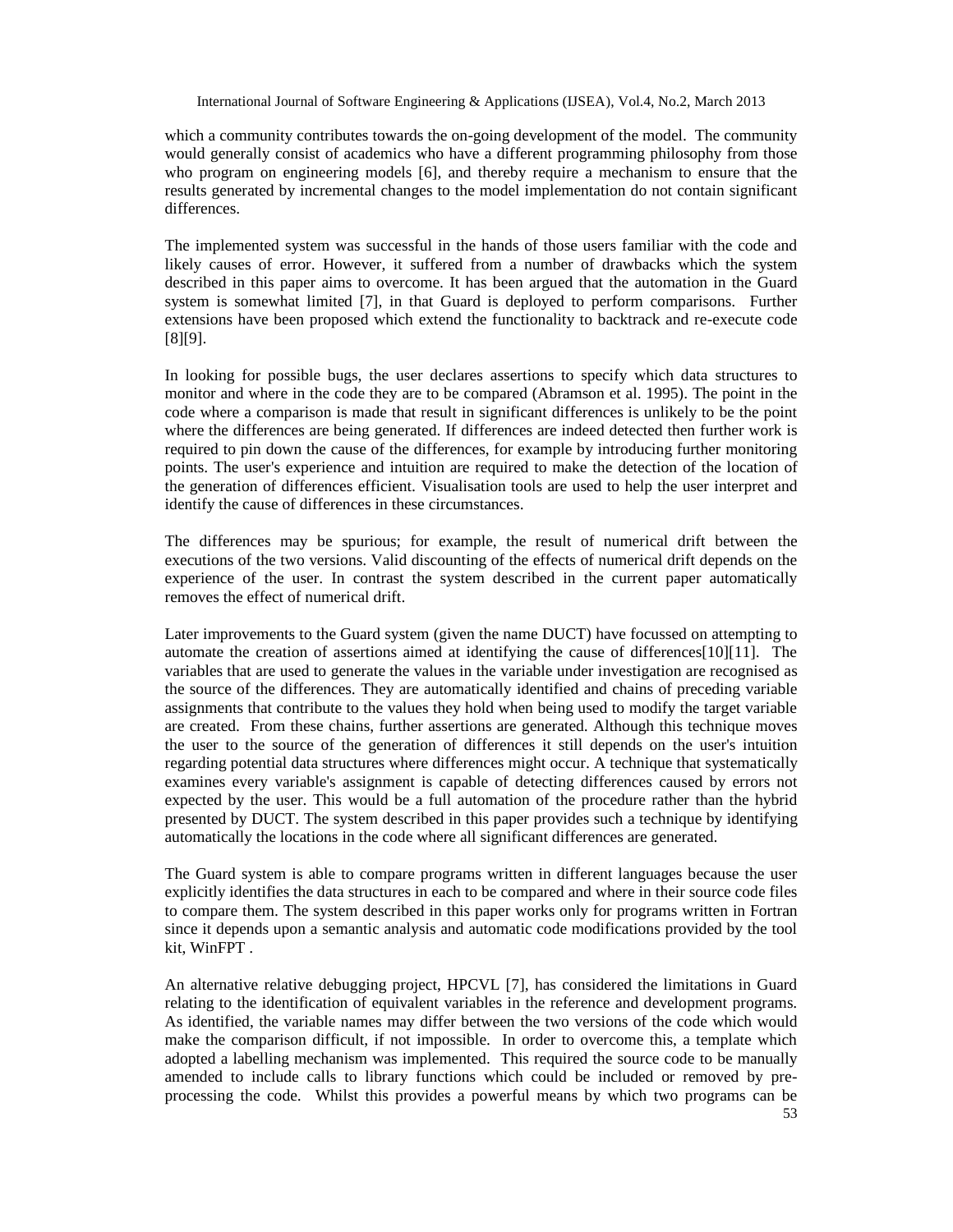which a community contributes towards the on-going development of the model. The community would generally consist of academics who have a different programming philosophy from those who program on engineering models [6], and thereby require a mechanism to ensure that the results generated by incremental changes to the model implementation do not contain significant differences.

The implemented system was successful in the hands of those users familiar with the code and likely causes of error. However, it suffered from a number of drawbacks which the system described in this paper aims to overcome. It has been argued that the automation in the Guard system is somewhat limited [7], in that Guard is deployed to perform comparisons. Further extensions have been proposed which extend the functionality to backtrack and re-execute code [8][9].

In looking for possible bugs, the user declares assertions to specify which data structures to monitor and where in the code they are to be compared (Abramson et al. 1995). The point in the code where a comparison is made that result in significant differences is unlikely to be the point where the differences are being generated. If differences are indeed detected then further work is required to pin down the cause of the differences, for example by introducing further monitoring points. The user's experience and intuition are required to make the detection of the location of the generation of differences efficient. Visualisation tools are used to help the user interpret and identify the cause of differences in these circumstances.

The differences may be spurious; for example, the result of numerical drift between the executions of the two versions. Valid discounting of the effects of numerical drift depends on the experience of the user. In contrast the system described in the current paper automatically removes the effect of numerical drift.

Later improvements to the Guard system (given the name DUCT) have focussed on attempting to automate the creation of assertions aimed at identifying the cause of differences[10][11]. The variables that are used to generate the values in the variable under investigation are recognised as the source of the differences. They are automatically identified and chains of preceding variable assignments that contribute to the values they hold when being used to modify the target variable are created. From these chains, further assertions are generated. Although this technique moves the user to the source of the generation of differences it still depends on the user's intuition regarding potential data structures where differences might occur. A technique that systematically examines every variable's assignment is capable of detecting differences caused by errors not expected by the user. This would be a full automation of the procedure rather than the hybrid presented by DUCT. The system described in this paper provides such a technique by identifying automatically the locations in the code where all significant differences are generated.

The Guard system is able to compare programs written in different languages because the user explicitly identifies the data structures in each to be compared and where in their source code files to compare them. The system described in this paper works only for programs written in Fortran since it depends upon a semantic analysis and automatic code modifications provided by the tool kit, WinFPT .

An alternative relative debugging project, HPCVL [7], has considered the limitations in Guard relating to the identification of equivalent variables in the reference and development programs. As identified, the variable names may differ between the two versions of the code which would make the comparison difficult, if not impossible. In order to overcome this, a template which adopted a labelling mechanism was implemented. This required the source code to be manually amended to include calls to library functions which could be included or removed by pre-processing the code. Whilst this provides a powerful means by which two programs can be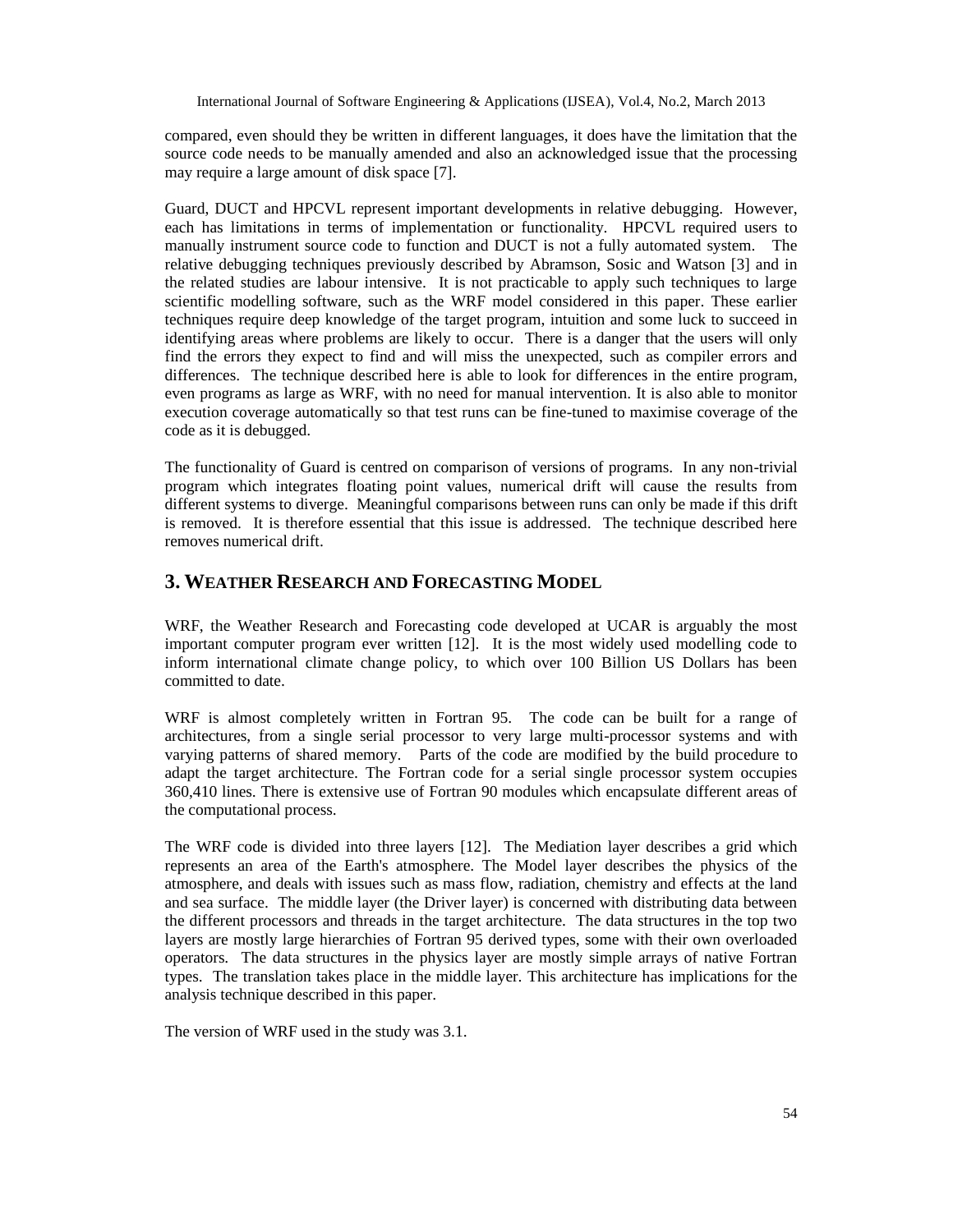compared, even should they be written in different languages, it does have the limitation that the source code needs to be manually amended and also an acknowledged issue that the processing may require a large amount of disk space [7].

Guard, DUCT and HPCVL represent important developments in relative debugging. However, each has limitations in terms of implementation or functionality. HPCVL required users to manually instrument source code to function and DUCT is not a fully automated system. The relative debugging techniques previously described by Abramson, Sosic and Watson [3] and in the related studies are labour intensive. It is not practicable to apply such techniques to large scientific modelling software, such as the WRF model considered in this paper. These earlier techniques require deep knowledge of the target program, intuition and some luck to succeed in identifying areas where problems are likely to occur. There is a danger that the users will only find the errors they expect to find and will miss the unexpected, such as compiler errors and differences. The technique described here is able to look for differences in the entire program, even programs as large as WRF, with no need for manual intervention. It is also able to monitor execution coverage automatically so that test runs can be fine-tuned to maximise coverage of the code as it is debugged.

The functionality of Guard is centred on comparison of versions of programs. In any non-trivial program which integrates floating point values, numerical drift will cause the results from different systems to diverge. Meaningful comparisons between runs can only be made if this drift is removed. It is therefore essential that this issue is addressed. The technique described here removes numerical drift.

## 3. Weather Research and Forecasting Model

WRF, the Weather Research and Forecasting code developed at UCAR is arguably the most important computer program ever written [12]. It is the most widely used modelling code to inform international climate change policy, to which over 100 Billion US Dollars has been committed to date.

WRF is almost completely written in Fortran 95. The code can be built for a range of architectures, from a single serial processor to very large multi-processor systems and with varying patterns of shared memory. Parts of the code are modified by the build procedure to adapt the target architecture. The Fortran code for a serial single processor system occupies 360,410 lines. There is extensive use of Fortran 90 modules which encapsulate different areas of the computational process.

The WRF code is divided into three layers [12]. The Mediation layer describes a grid which represents an area of the Earth's atmosphere. The Model layer describes the physics of the atmosphere, and deals with issues such as mass flow, radiation, chemistry and effects at the land and sea surface. The middle layer (the Driver layer) is concerned with distributing data between the different processors and threads in the target architecture. The data structures in the top two layers are mostly large hierarchies of Fortran 95 derived types, some with their own overloaded operators. The data structures in the physics layer are mostly simple arrays of native Fortran types. The translation takes place in the middle layer. This architecture has implications for the analysis technique described in this paper.

The version of WRF used in the study was 3.1.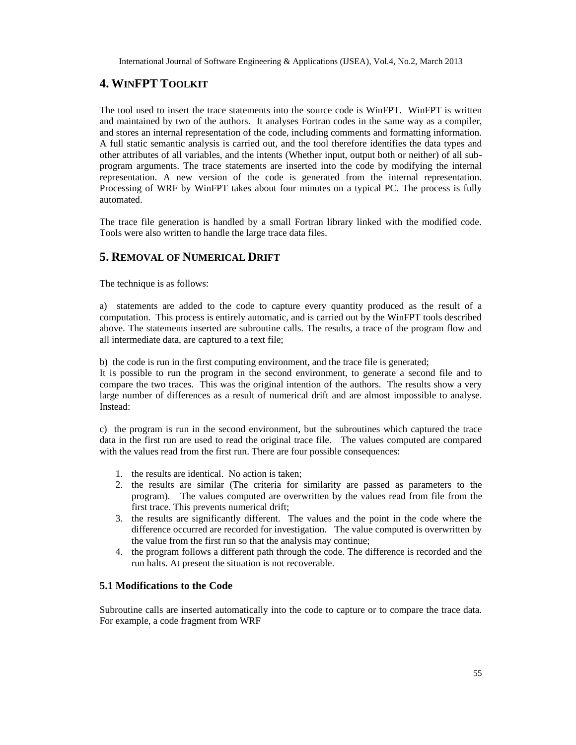## 4. WinFPT Toolkit

The tool used to insert the trace statements into the source code is WinFPT. WinFPT is written and maintained by two of the authors. It analyses Fortran codes in the same way as a compiler, and stores an internal representation of the code, including comments and formatting information. A full static semantic analysis is carried out, and the tool therefore identifies the data types and other attributes of all variables, and the intents (Whether input, output both or neither) of all sub-program arguments. The trace statements are inserted into the code by modifying the internal representation. A new version of the code is generated from the internal representation. Processing of WRF by WinFPT takes about four minutes on a typical PC. The process is fully automated.

The trace file generation is handled by a small Fortran library linked with the modified code. Tools were also written to handle the large trace data files.

## 5. Removal of Numerical Drift

The technique is as follows:

a) statements are added to the code to capture every quantity produced as the result of a computation. This process is entirely automatic, and is carried out by the WinFPT tools described above. The statements inserted are subroutine calls. The results, a trace of the program flow and all intermediate data, are captured to a text file;

b) the code is run in the first computing environment, and the trace file is generated;
It is possible to run the program in the second environment, to generate a second file and to compare the two traces. This was the original intention of the authors. The results show a very large number of differences as a result of numerical drift and are almost impossible to analyse. Instead:

c) the program is run in the second environment, but the subroutines which captured the trace data in the first run are used to read the original trace file. The values computed are compared with the values read from the first run. There are four possible consequences:

1. the results are identical. No action is taken;
2. the results are similar (The criteria for similarity are passed as parameters to the program). The values computed are overwritten by the values read from file from the first trace. This prevents numerical drift;
3. the results are significantly different. The values and the point in the code where the difference occurred are recorded for investigation. The value computed is overwritten by the value from the first run so that the analysis may continue;
4. the program follows a different path through the code. The difference is recorded and the run halts. At present the situation is not recoverable.

### 5.1 Modifications to the Code

Subroutine calls are inserted automatically into the code to capture or to compare the trace data. For example, a code fragment from WRF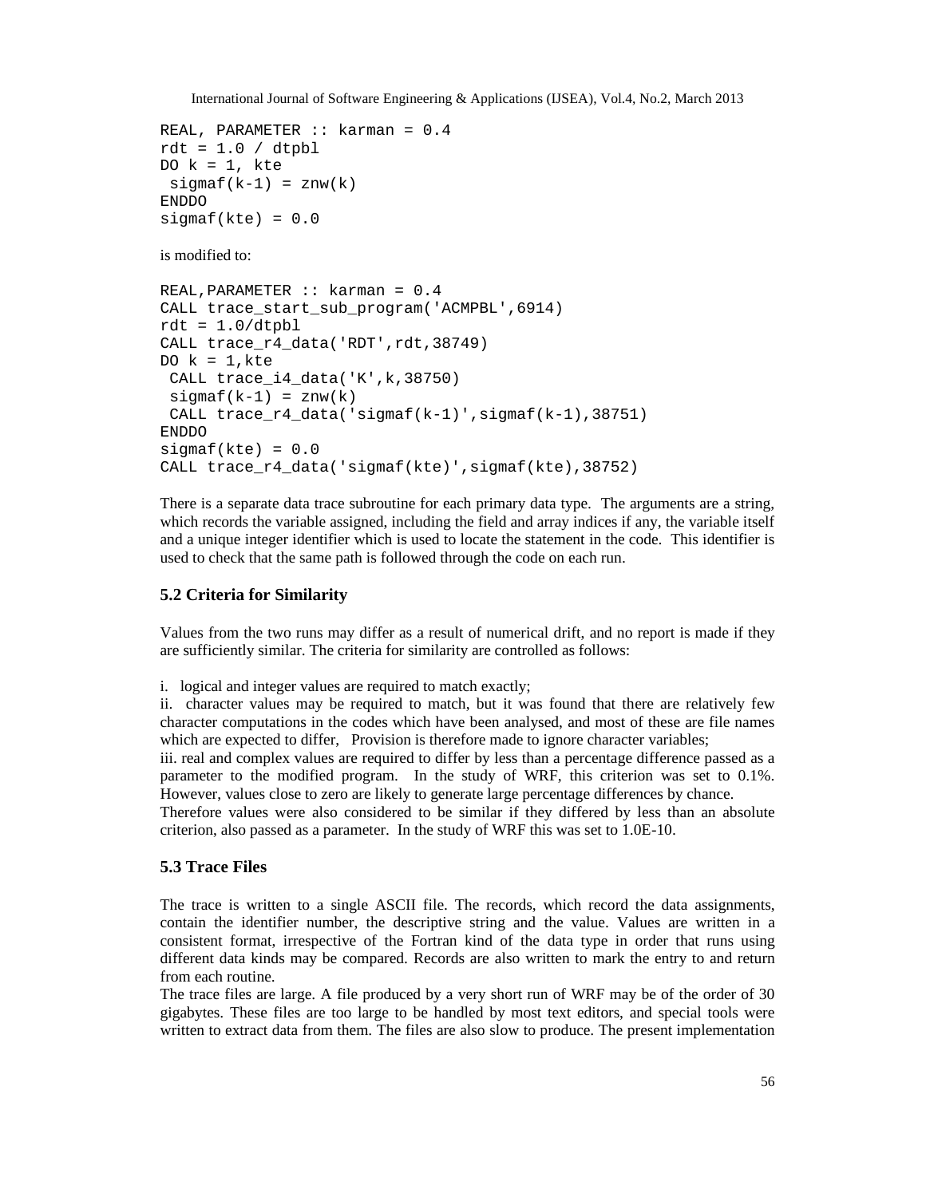```
REAL, PARAMETER :: karman = 0.4
rdt = 1.0 / dtpbl
DO k = 1, kte
 sigmaf(k-1) = znw(k)
ENDDO
sigmaf(kte) = 0.0
```

is modified to:

```
REAL,PARAMETER :: karman = 0.4
CALL trace_start_sub_program('ACMPBL',6914)
rdt = 1.0/dtpbl
CALL trace_r4_data('RDT',rdt,38749)
DO k = 1,kte
 CALL trace_i4_data('K',k,38750)
 sigmaf(k-1) = znw(k)
 CALL trace_r4_data('sigmaf(k-1)',sigmaf(k-1),38751)
ENDDO
sigmaf(kte) = 0.0
CALL trace_r4_data('sigmaf(kte)',sigmaf(kte),38752)
```

There is a separate data trace subroutine for each primary data type. The arguments are a string, which records the variable assigned, including the field and array indices if any, the variable itself and a unique integer identifier which is used to locate the statement in the code. This identifier is used to check that the same path is followed through the code on each run.

### 5.2 Criteria for Similarity

Values from the two runs may differ as a result of numerical drift, and no report is made if they are sufficiently similar. The criteria for similarity are controlled as follows:

i. logical and integer values are required to match exactly;
ii. character values may be required to match, but it was found that there are relatively few character computations in the codes which have been analysed, and most of these are file names which are expected to differ, Provision is therefore made to ignore character variables;
iii. real and complex values are required to differ by less than a percentage difference passed as a parameter to the modified program. In the study of WRF, this criterion was set to 0.1%. However, values close to zero are likely to generate large percentage differences by chance.
Therefore values were also considered to be similar if they differed by less than an absolute criterion, also passed as a parameter. In the study of WRF this was set to 1.0E-10.

### 5.3 Trace Files

The trace is written to a single ASCII file. The records, which record the data assignments, contain the identifier number, the descriptive string and the value. Values are written in a consistent format, irrespective of the Fortran kind of the data type in order that runs using different data kinds may be compared. Records are also written to mark the entry to and return from each routine.
The trace files are large. A file produced by a very short run of WRF may be of the order of 30 gigabytes. These files are too large to be handled by most text editors, and special tools were written to extract data from them. The files are also slow to produce. The present implementation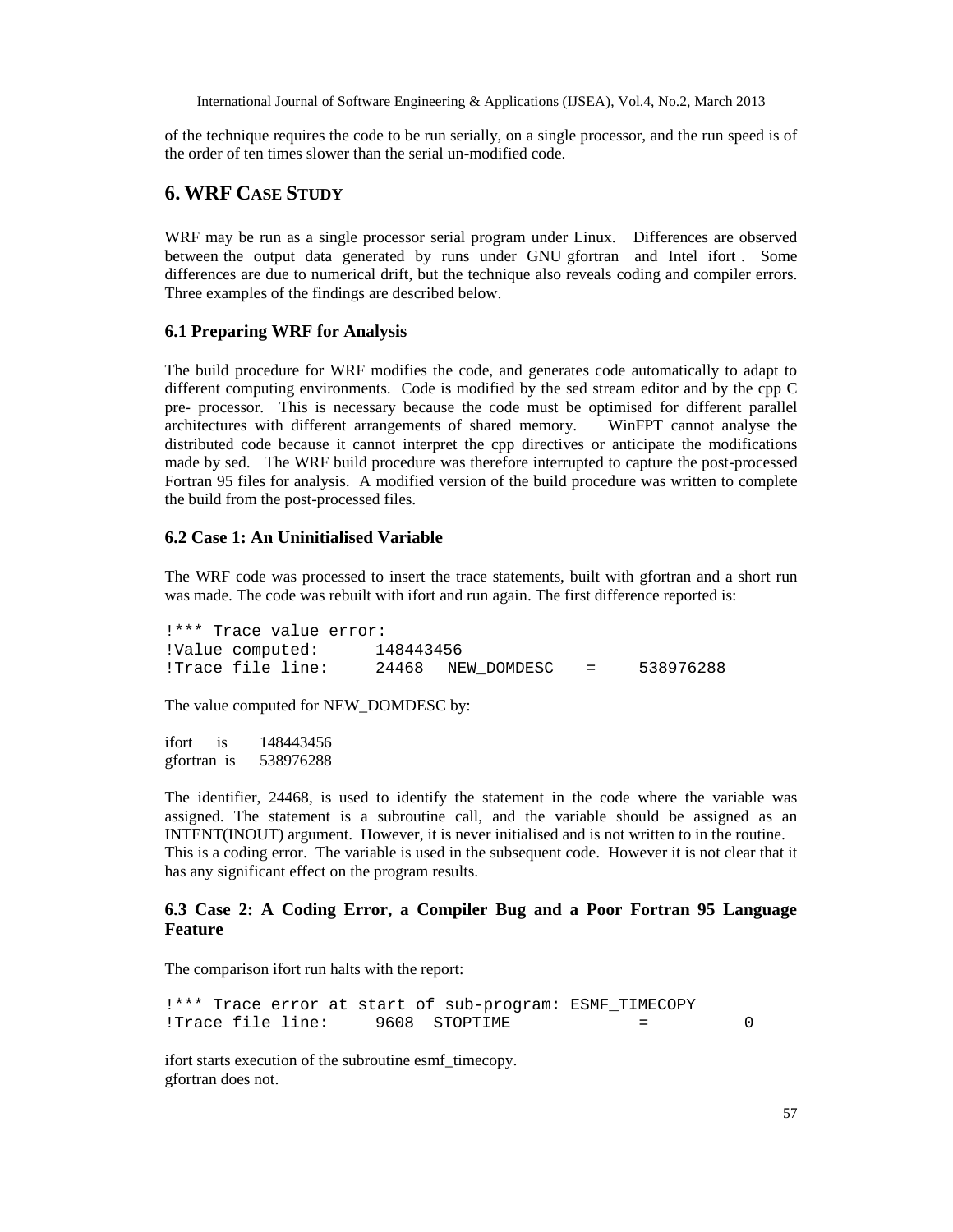of the technique requires the code to be run serially, on a single processor, and the run speed is of the order of ten times slower than the serial un-modified code.

## 6. WRF Case Study

WRF may be run as a single processor serial program under Linux. Differences are observed between the output data generated by runs under GNU gfortran and Intel ifort . Some differences are due to numerical drift, but the technique also reveals coding and compiler errors. Three examples of the findings are described below.

### 6.1 Preparing WRF for Analysis

The build procedure for WRF modifies the code, and generates code automatically to adapt to different computing environments. Code is modified by the sed stream editor and by the cpp C pre- processor. This is necessary because the code must be optimised for different parallel architectures with different arrangements of shared memory. WinFPT cannot analyse the distributed code because it cannot interpret the cpp directives or anticipate the modifications made by sed. The WRF build procedure was therefore interrupted to capture the post-processed Fortran 95 files for analysis. A modified version of the build procedure was written to complete the build from the post-processed files.

### 6.2 Case 1: An Uninitialised Variable

The WRF code was processed to insert the trace statements, built with gfortran and a short run was made. The code was rebuilt with ifort and run again. The first difference reported is:

```
!*** Trace value error:
!Value computed:      148443456
!Trace file line:     24468  NEW_DOMDESC   =    538976288
```

The value computed for NEW_DOMDESC by:

ifort is 148443456
gfortran is 538976288

The identifier, 24468, is used to identify the statement in the code where the variable was assigned. The statement is a subroutine call, and the variable should be assigned as an INTENT(INOUT) argument. However, it is never initialised and is not written to in the routine. This is a coding error. The variable is used in the subsequent code. However it is not clear that it has any significant effect on the program results.

### 6.3 Case 2: A Coding Error, a Compiler Bug and a Poor Fortran 95 Language Feature

The comparison ifort run halts with the report:

```
!*** Trace error at start of sub-program: ESMF_TIMECOPY
!Trace file line:     9608  STOPTIME            =          0
```

ifort starts execution of the subroutine esmf_timecopy.
gfortran does not.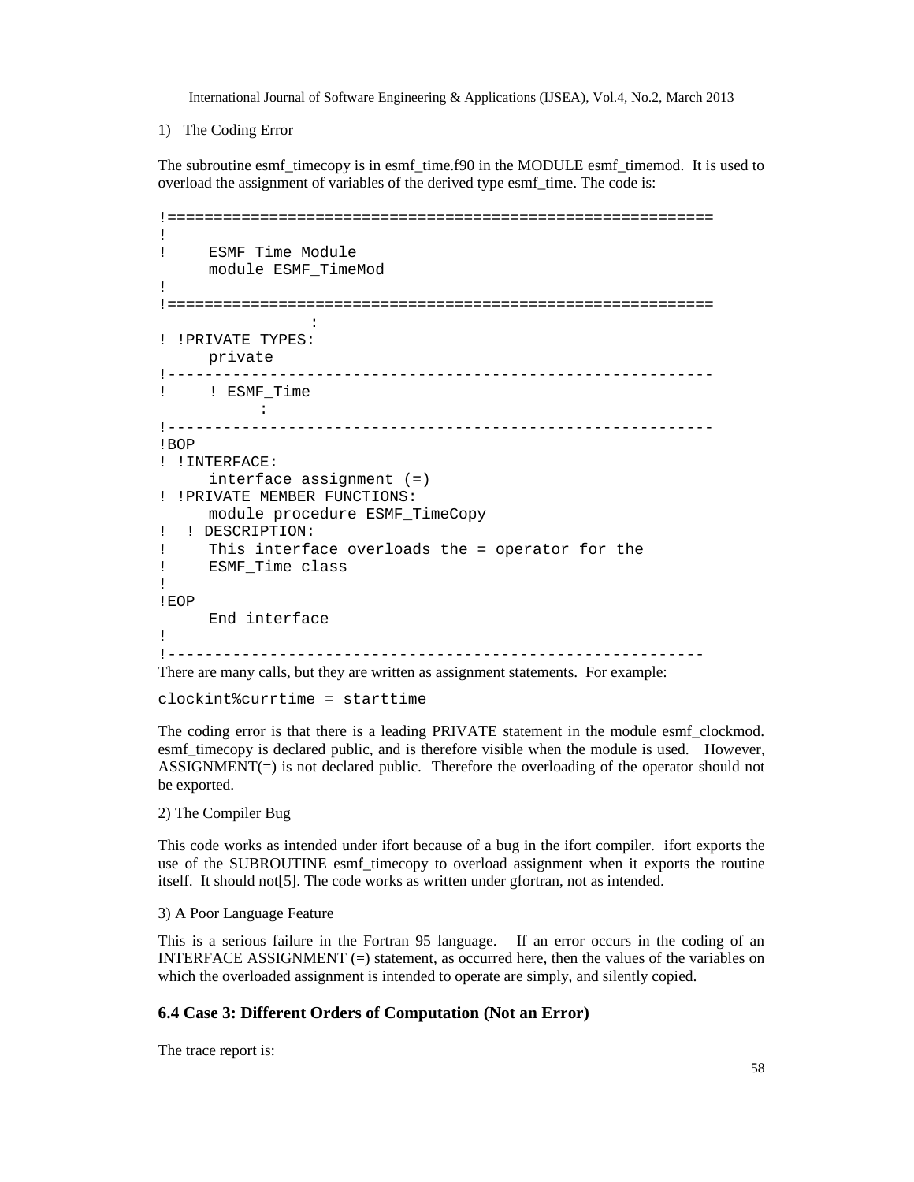1) The Coding Error

The subroutine esmf_timecopy is in esmf_time.f90 in the MODULE esmf_timemod. It is used to overload the assignment of variables of the derived type esmf_time. The code is:

```
!==========================================================
!
!     ESMF Time Module
      module ESMF_TimeMod
!
!==========================================================
                :
! !PRIVATE TYPES:
      private
!----------------------------------------------------------
!     ! ESMF_Time
           :
!----------------------------------------------------------
!BOP
! !INTERFACE:
      interface assignment (=)
! !PRIVATE MEMBER FUNCTIONS:
      module procedure ESMF_TimeCopy
!  ! DESCRIPTION:
!     This interface overloads the = operator for the
!     ESMF_Time class
!
!EOP
      End interface
!
!---------------------------------------------------------
```

There are many calls, but they are written as assignment statements. For example:

```
clockint%currtime = starttime
```

The coding error is that there is a leading PRIVATE statement in the module esmf_clockmod. esmf_timecopy is declared public, and is therefore visible when the module is used. However, ASSIGNMENT(=) is not declared public. Therefore the overloading of the operator should not be exported.

2) The Compiler Bug

This code works as intended under ifort because of a bug in the ifort compiler. ifort exports the use of the SUBROUTINE esmf_timecopy to overload assignment when it exports the routine itself. It should not[5]. The code works as written under gfortran, not as intended.

3) A Poor Language Feature

This is a serious failure in the Fortran 95 language. If an error occurs in the coding of an INTERFACE ASSIGNMENT (=) statement, as occurred here, then the values of the variables on which the overloaded assignment is intended to operate are simply, and silently copied.

### 6.4 Case 3: Different Orders of Computation (Not an Error)

The trace report is: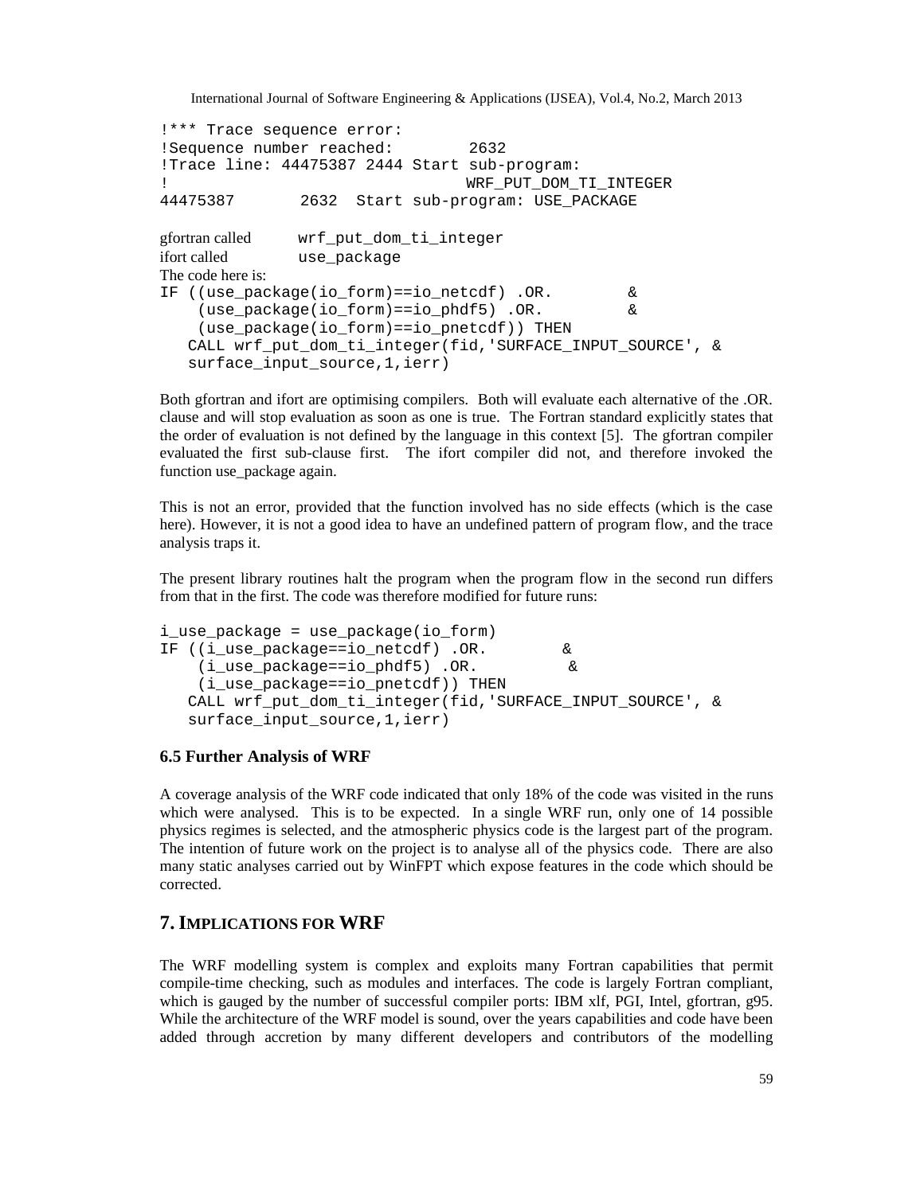```
!*** Trace sequence error:
!Sequence number reached:        2632
!Trace line: 44475387 2444 Start sub-program:
!                                WRF_PUT_DOM_TI_INTEGER
44475387       2632  Start sub-program: USE_PACKAGE
```

gfortran called `wrf_put_dom_ti_integer`
ifort called `use_package`
The code here is:

```
IF ((use_package(io_form)==io_netcdf) .OR.        &
    (use_package(io_form)==io_phdf5) .OR.         &
    (use_package(io_form)==io_pnetcdf)) THEN
   CALL wrf_put_dom_ti_integer(fid,'SURFACE_INPUT_SOURCE', &
   surface_input_source,1,ierr)
```

Both gfortran and ifort are optimising compilers. Both will evaluate each alternative of the .OR. clause and will stop evaluation as soon as one is true. The Fortran standard explicitly states that the order of evaluation is not defined by the language in this context [5]. The gfortran compiler evaluated the first sub-clause first. The ifort compiler did not, and therefore invoked the function use_package again.

This is not an error, provided that the function involved has no side effects (which is the case here). However, it is not a good idea to have an undefined pattern of program flow, and the trace analysis traps it.

The present library routines halt the program when the program flow in the second run differs from that in the first. The code was therefore modified for future runs:

```
i_use_package = use_package(io_form)
IF ((i_use_package==io_netcdf) .OR.        &
    (i_use_package==io_phdf5) .OR.         &
    (i_use_package==io_pnetcdf)) THEN
   CALL wrf_put_dom_ti_integer(fid,'SURFACE_INPUT_SOURCE', &
   surface_input_source,1,ierr)
```

### 6.5 Further Analysis of WRF

A coverage analysis of the WRF code indicated that only 18% of the code was visited in the runs which were analysed. This is to be expected. In a single WRF run, only one of 14 possible physics regimes is selected, and the atmospheric physics code is the largest part of the program. The intention of future work on the project is to analyse all of the physics code. There are also many static analyses carried out by WinFPT which expose features in the code which should be corrected.

## 7. IMPLICATIONS FOR WRF

The WRF modelling system is complex and exploits many Fortran capabilities that permit compile-time checking, such as modules and interfaces. The code is largely Fortran compliant, which is gauged by the number of successful compiler ports: IBM xlf, PGI, Intel, gfortran, g95. While the architecture of the WRF model is sound, over the years capabilities and code have been added through accretion by many different developers and contributors of the modelling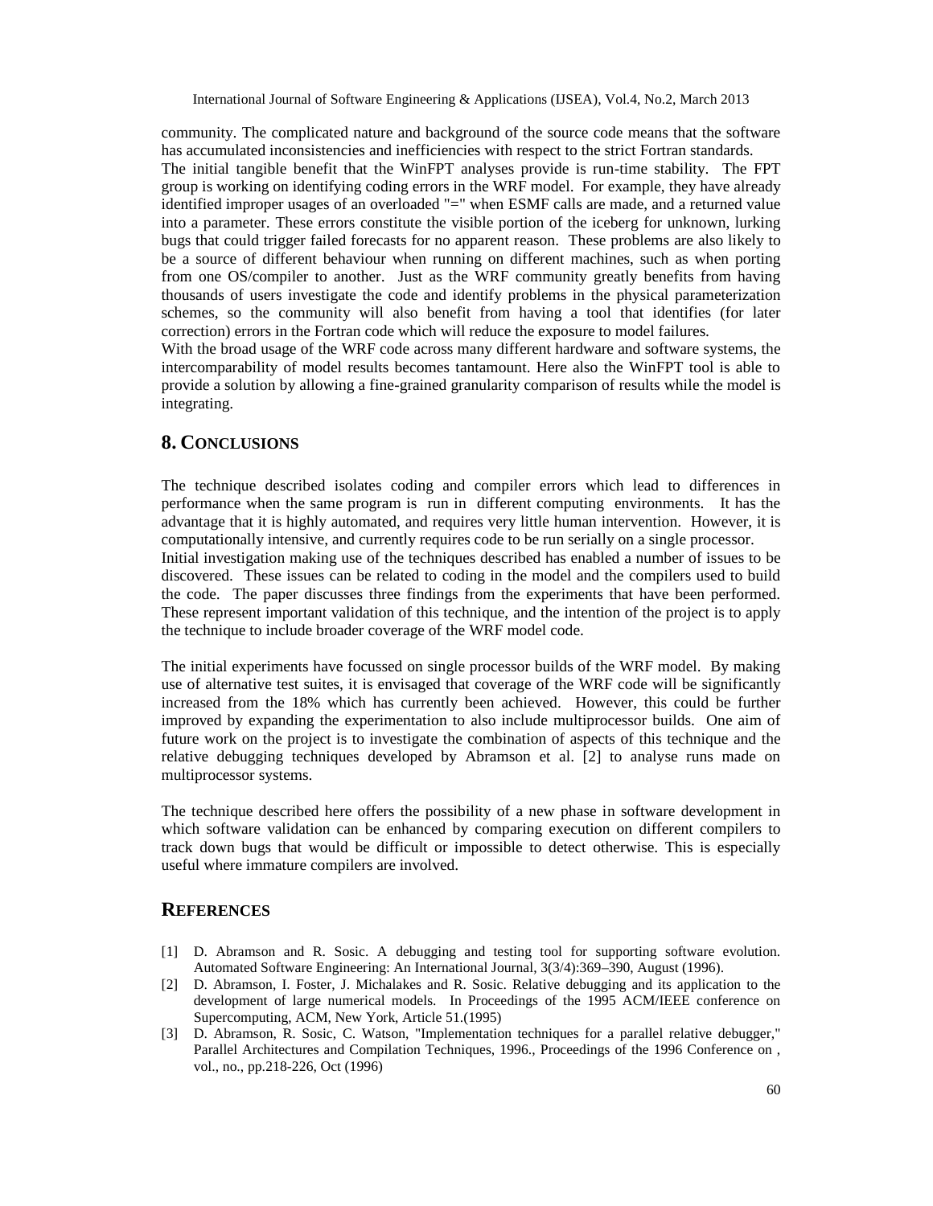community. The complicated nature and background of the source code means that the software has accumulated inconsistencies and inefficiencies with respect to the strict Fortran standards.

The initial tangible benefit that the WinFPT analyses provide is run-time stability. The FPT group is working on identifying coding errors in the WRF model. For example, they have already identified improper usages of an overloaded "=" when ESMF calls are made, and a returned value into a parameter. These errors constitute the visible portion of the iceberg for unknown, lurking bugs that could trigger failed forecasts for no apparent reason. These problems are also likely to be a source of different behaviour when running on different machines, such as when porting from one OS/compiler to another. Just as the WRF community greatly benefits from having thousands of users investigate the code and identify problems in the physical parameterization schemes, so the community will also benefit from having a tool that identifies (for later correction) errors in the Fortran code which will reduce the exposure to model failures.

With the broad usage of the WRF code across many different hardware and software systems, the intercomparability of model results becomes tantamount. Here also the WinFPT tool is able to provide a solution by allowing a fine-grained granularity comparison of results while the model is integrating.

## 8. Conclusions

The technique described isolates coding and compiler errors which lead to differences in performance when the same program is run in different computing environments. It has the advantage that it is highly automated, and requires very little human intervention. However, it is computationally intensive, and currently requires code to be run serially on a single processor.

Initial investigation making use of the techniques described has enabled a number of issues to be discovered. These issues can be related to coding in the model and the compilers used to build the code. The paper discusses three findings from the experiments that have been performed. These represent important validation of this technique, and the intention of the project is to apply the technique to include broader coverage of the WRF model code.

The initial experiments have focussed on single processor builds of the WRF model. By making use of alternative test suites, it is envisaged that coverage of the WRF code will be significantly increased from the 18% which has currently been achieved. However, this could be further improved by expanding the experimentation to also include multiprocessor builds. One aim of future work on the project is to investigate the combination of aspects of this technique and the relative debugging techniques developed by Abramson et al. [2] to analyse runs made on multiprocessor systems.

The technique described here offers the possibility of a new phase in software development in which software validation can be enhanced by comparing execution on different compilers to track down bugs that would be difficult or impossible to detect otherwise. This is especially useful where immature compilers are involved.

## References

[1] D. Abramson and R. Sosic. A debugging and testing tool for supporting software evolution. Automated Software Engineering: An International Journal, 3(3/4):369–390, August (1996).

[2] D. Abramson, I. Foster, J. Michalakes and R. Sosic. Relative debugging and its application to the development of large numerical models. In Proceedings of the 1995 ACM/IEEE conference on Supercomputing, ACM, New York, Article 51.(1995)

[3] D. Abramson, R. Sosic, C. Watson, "Implementation techniques for a parallel relative debugger," Parallel Architectures and Compilation Techniques, 1996., Proceedings of the 1996 Conference on , vol., no., pp.218-226, Oct (1996)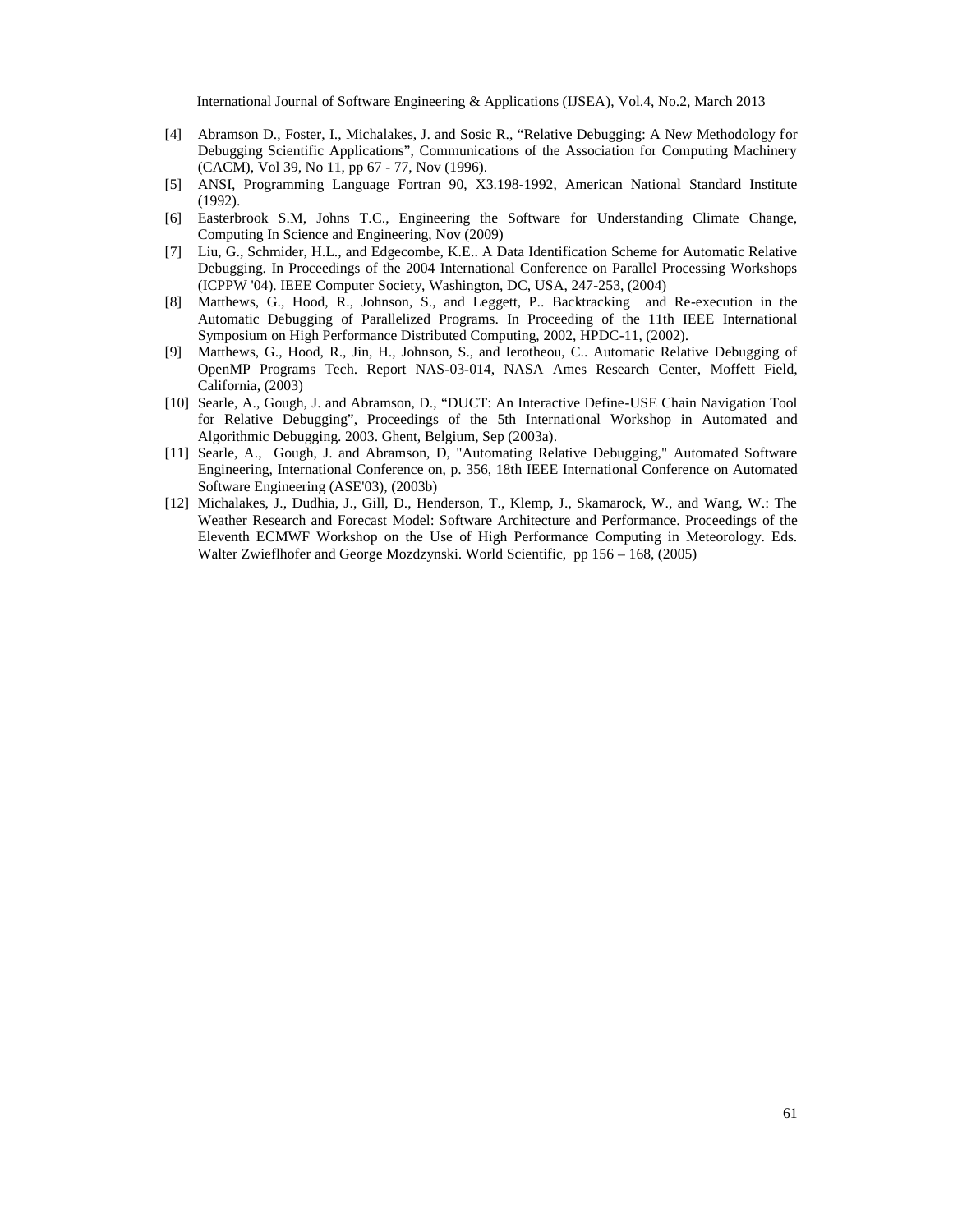[4] Abramson D., Foster, I., Michalakes, J. and Sosic R., "Relative Debugging: A New Methodology for Debugging Scientific Applications", Communications of the Association for Computing Machinery (CACM), Vol 39, No 11, pp 67 - 77, Nov (1996).

[5] ANSI, Programming Language Fortran 90, X3.198-1992, American National Standard Institute (1992).

[6] Easterbrook S.M, Johns T.C., Engineering the Software for Understanding Climate Change, Computing In Science and Engineering, Nov (2009)

[7] Liu, G., Schmider, H.L., and Edgecombe, K.E.. A Data Identification Scheme for Automatic Relative Debugging. In Proceedings of the 2004 International Conference on Parallel Processing Workshops (ICPPW '04). IEEE Computer Society, Washington, DC, USA, 247-253, (2004)

[8] Matthews, G., Hood, R., Johnson, S., and Leggett, P.. Backtracking and Re-execution in the Automatic Debugging of Parallelized Programs. In Proceeding of the 11th IEEE International Symposium on High Performance Distributed Computing, 2002, HPDC-11, (2002).

[9] Matthews, G., Hood, R., Jin, H., Johnson, S., and Ierotheou, C.. Automatic Relative Debugging of OpenMP Programs Tech. Report NAS-03-014, NASA Ames Research Center, Moffett Field, California, (2003)

[10] Searle, A., Gough, J. and Abramson, D., "DUCT: An Interactive Define-USE Chain Navigation Tool for Relative Debugging", Proceedings of the 5th International Workshop in Automated and Algorithmic Debugging. 2003. Ghent, Belgium, Sep (2003a).

[11] Searle, A., Gough, J. and Abramson, D, "Automating Relative Debugging," Automated Software Engineering, International Conference on, p. 356, 18th IEEE International Conference on Automated Software Engineering (ASE'03), (2003b)

[12] Michalakes, J., Dudhia, J., Gill, D., Henderson, T., Klemp, J., Skamarock, W., and Wang, W.: The Weather Research and Forecast Model: Software Architecture and Performance. Proceedings of the Eleventh ECMWF Workshop on the Use of High Performance Computing in Meteorology. Eds. Walter Zwieflhofer and George Mozdzynski. World Scientific, pp 156 – 168, (2005)